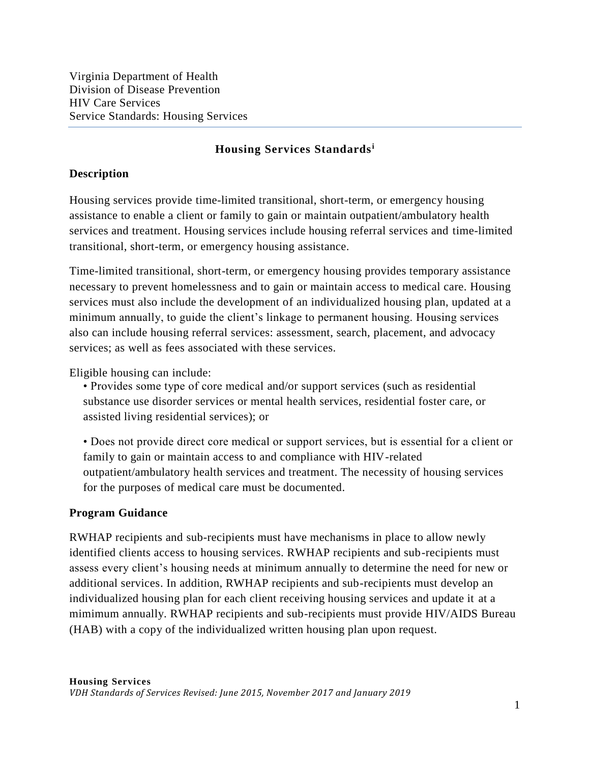Virginia Department of Health
Division of Disease Prevention
HIV Care Services
Service Standards: Housing Services

# Housing Services Standards[i]

## Description

Housing services provide time-limited transitional, short-term, or emergency housing assistance to enable a client or family to gain or maintain outpatient/ambulatory health services and treatment. Housing services include housing referral services and time-limited transitional, short-term, or emergency housing assistance.

Time-limited transitional, short-term, or emergency housing provides temporary assistance necessary to prevent homelessness and to gain or maintain access to medical care. Housing services must also include the development of an individualized housing plan, updated at a minimum annually, to guide the client's linkage to permanent housing. Housing services also can include housing referral services: assessment, search, placement, and advocacy services; as well as fees associated with these services.

Eligible housing can include:

- Provides some type of core medical and/or support services (such as residential substance use disorder services or mental health services, residential foster care, or assisted living residential services); or

- Does not provide direct core medical or support services, but is essential for a client or family to gain or maintain access to and compliance with HIV-related outpatient/ambulatory health services and treatment. The necessity of housing services for the purposes of medical care must be documented.

## Program Guidance

RWHAP recipients and sub-recipients must have mechanisms in place to allow newly identified clients access to housing services. RWHAP recipients and sub-recipients must assess every client's housing needs at minimum annually to determine the need for new or additional services. In addition, RWHAP recipients and sub-recipients must develop an individualized housing plan for each client receiving housing services and update it at a mimimum annually. RWHAP recipients and sub-recipients must provide HIV/AIDS Bureau (HAB) with a copy of the individualized written housing plan upon request.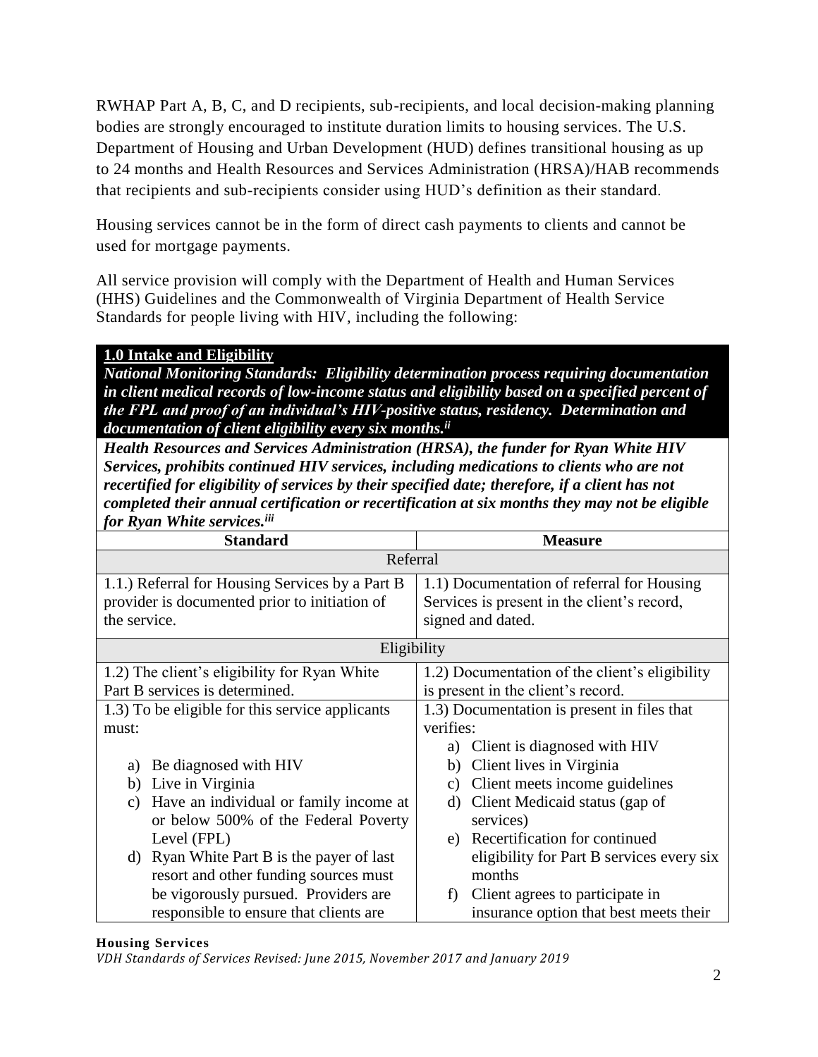RWHAP Part A, B, C, and D recipients, sub-recipients, and local decision-making planning bodies are strongly encouraged to institute duration limits to housing services. The U.S. Department of Housing and Urban Development (HUD) defines transitional housing as up to 24 months and Health Resources and Services Administration (HRSA)/HAB recommends that recipients and sub-recipients consider using HUD's definition as their standard.

Housing services cannot be in the form of direct cash payments to clients and cannot be used for mortgage payments.

All service provision will comply with the Department of Health and Human Services (HHS) Guidelines and the Commonwealth of Virginia Department of Health Service Standards for people living with HIV, including the following:

**1.0 Intake and Eligibility**

***National Monitoring Standards: Eligibility determination process requiring documentation in client medical records of low-income status and eligibility based on a specified percent of the FPL and proof of an individual's HIV-positive status, residency. Determination and documentation of client eligibility every six months.[ii]***

***Health Resources and Services Administration (HRSA), the funder for Ryan White HIV Services, prohibits continued HIV services, including medications to clients who are not recertified for eligibility of services by their specified date; therefore, if a client has not completed their annual certification or recertification at six months they may not be eligible for Ryan White services.[iii]***

| Standard | Measure |
|---|---|
| Referral | |
| 1.1.) Referral for Housing Services by a Part B provider is documented prior to initiation of the service. | 1.1) Documentation of referral for Housing Services is present in the client's record, signed and dated. |
| Eligibility | |
| 1.2) The client's eligibility for Ryan White Part B services is determined. | 1.2) Documentation of the client's eligibility is present in the client's record. |
| 1.3) To be eligible for this service applicants must:<br><br>a) Be diagnosed with HIV<br>b) Live in Virginia<br>c) Have an individual or family income at or below 500% of the Federal Poverty Level (FPL)<br>d) Ryan White Part B is the payer of last resort and other funding sources must be vigorously pursued. Providers are responsible to ensure that clients are | 1.3) Documentation is present in files that verifies:<br>a) Client is diagnosed with HIV<br>b) Client lives in Virginia<br>c) Client meets income guidelines<br>d) Client Medicaid status (gap of services)<br>e) Recertification for continued eligibility for Part B services every six months<br>f) Client agrees to participate in insurance option that best meets their |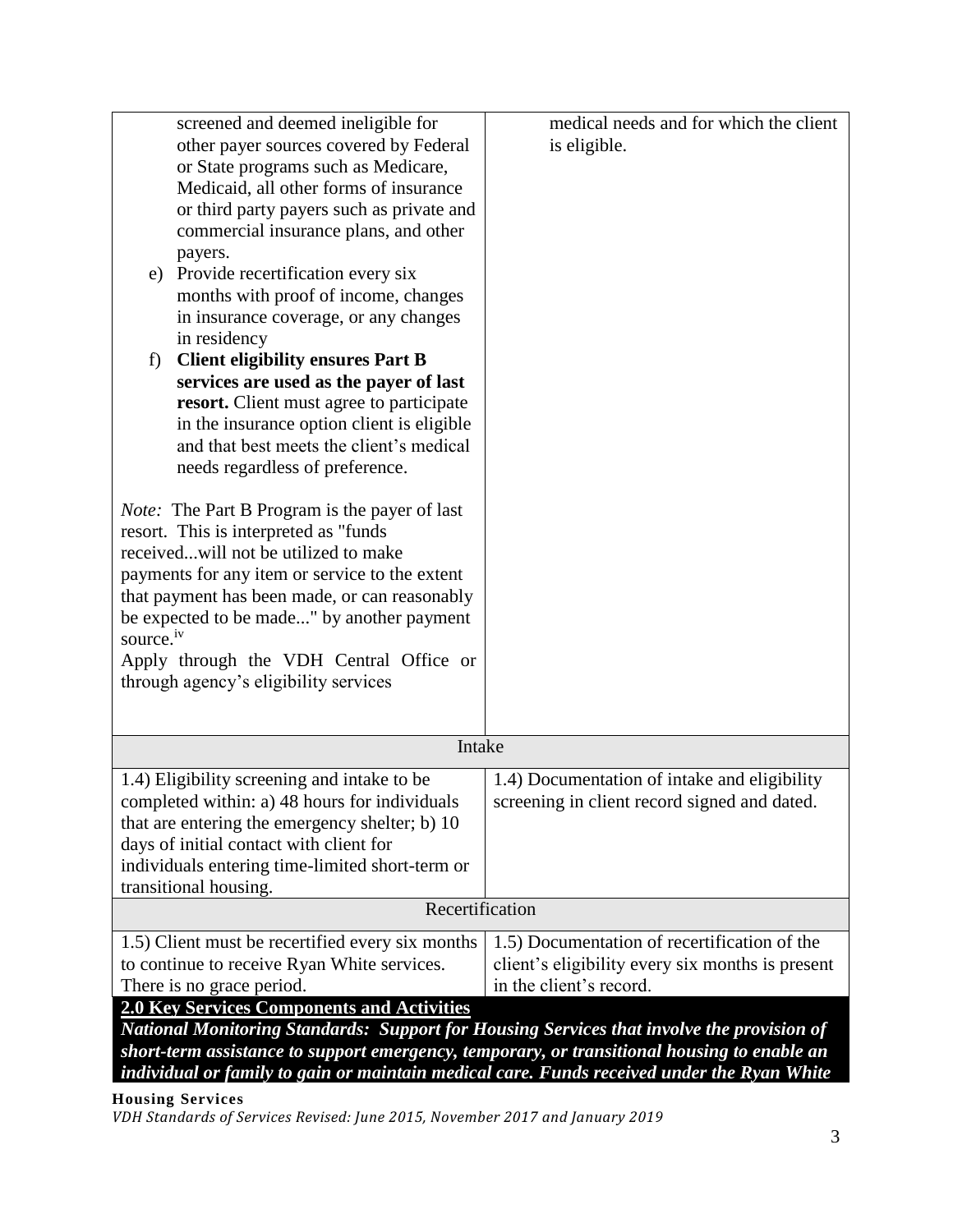| | |
|---|---|
| screened and deemed ineligible for other payer sources covered by Federal or State programs such as Medicare, Medicaid, all other forms of insurance or third party payers such as private and commercial insurance plans, and other payers.<br>e) Provide recertification every six months with proof of income, changes in insurance coverage, or any changes in residency<br>f) **Client eligibility ensures Part B services are used as the payer of last resort.** Client must agree to participate in the insurance option client is eligible and that best meets the client's medical needs regardless of preference.<br><br>*Note:* The Part B Program is the payer of last resort. This is interpreted as "funds received...will not be utilized to make payments for any item or service to the extent that payment has been made, or can reasonably be expected to be made..." by another payment source.[iv]<br>Apply through the VDH Central Office or through agency's eligibility services | medical needs and for which the client is eligible. |
| **Intake** | |
| 1.4) Eligibility screening and intake to be completed within: a) 48 hours for individuals that are entering the emergency shelter; b) 10 days of initial contact with client for individuals entering time-limited short-term or transitional housing. | 1.4) Documentation of intake and eligibility screening in client record signed and dated. |
| **Recertification** | |
| 1.5) Client must be recertified every six months to continue to receive Ryan White services. There is no grace period. | 1.5) Documentation of recertification of the client's eligibility every six months is present in the client's record. |

**2.0 Key Services Components and Activities**

***National Monitoring Standards: Support for Housing Services that involve the provision of short-term assistance to support emergency, temporary, or transitional housing to enable an individual or family to gain or maintain medical care. Funds received under the Ryan White***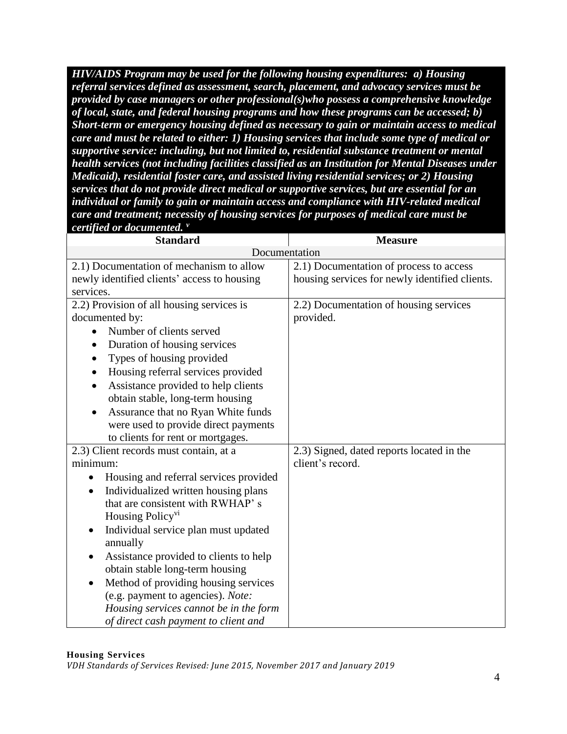***HIV/AIDS Program may be used for the following housing expenditures: a) Housing referral services defined as assessment, search, placement, and advocacy services must be provided by case managers or other professional(s)who possess a comprehensive knowledge of local, state, and federal housing programs and how these programs can be accessed; b) Short-term or emergency housing defined as necessary to gain or maintain access to medical care and must be related to either: 1) Housing services that include some type of medical or supportive service: including, but not limited to, residential substance treatment or mental health services (not including facilities classified as an Institution for Mental Diseases under Medicaid), residential foster care, and assisted living residential services; or 2) Housing services that do not provide direct medical or supportive services, but are essential for an individual or family to gain or maintain access and compliance with HIV-related medical care and treatment; necessity of housing services for purposes of medical care must be certified or documented.*** [v]

| Standard | Measure |
|---|---|
| Documentation | |
| 2.1) Documentation of mechanism to allow newly identified clients' access to housing services. | 2.1) Documentation of process to access housing services for newly identified clients. |
| 2.2) Provision of all housing services is documented by:<br>• Number of clients served<br>• Duration of housing services<br>• Types of housing provided<br>• Housing referral services provided<br>• Assistance provided to help clients obtain stable, long-term housing<br>• Assurance that no Ryan White funds were used to provide direct payments to clients for rent or mortgages. | 2.2) Documentation of housing services provided. |
| 2.3) Client records must contain, at a minimum:<br>• Housing and referral services provided<br>• Individualized written housing plans that are consistent with RWHAP' s Housing Policy[vi]<br>• Individual service plan must updated annually<br>• Assistance provided to clients to help obtain stable long-term housing<br>• Method of providing housing services (e.g. payment to agencies). *Note: Housing services cannot be in the form of direct cash payment to client and* | 2.3) Signed, dated reports located in the client's record. |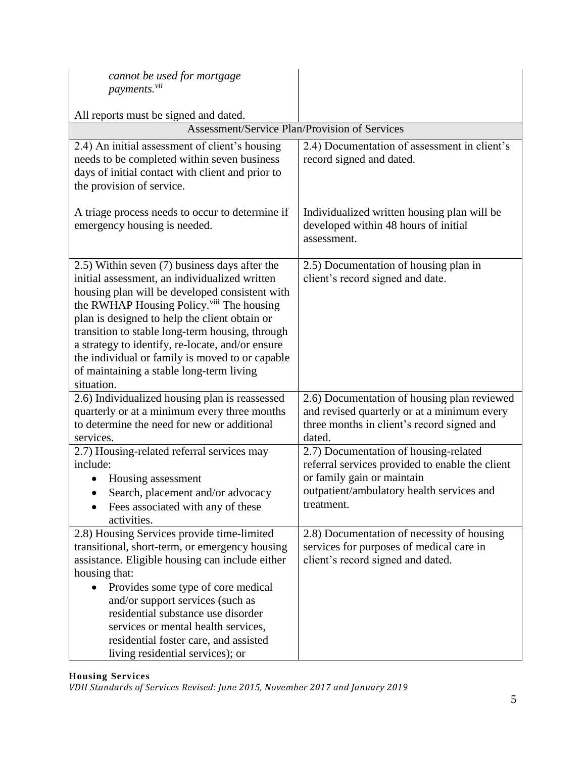| | |
|---|---|
| *cannot be used for mortgage payments.*[vii]<br><br>All reports must be signed and dated. | |
| Assessment/Service Plan/Provision of Services | |
| 2.4) An initial assessment of client's housing needs to be completed within seven business days of initial contact with client and prior to the provision of service.<br><br>A triage process needs to occur to determine if emergency housing is needed. | 2.4) Documentation of assessment in client's record signed and dated.<br><br>Individualized written housing plan will be developed within 48 hours of initial assessment. |
| 2.5) Within seven (7) business days after the initial assessment, an individualized written housing plan will be developed consistent with the RWHAP Housing Policy.[viii] The housing plan is designed to help the client obtain or transition to stable long-term housing, through a strategy to identify, re-locate, and/or ensure the individual or family is moved to or capable of maintaining a stable long-term living situation. | 2.5) Documentation of housing plan in client's record signed and date. |
| 2.6) Individualized housing plan is reassessed quarterly or at a minimum every three months to determine the need for new or additional services. | 2.6) Documentation of housing plan reviewed and revised quarterly or at a minimum every three months in client's record signed and dated. |
| 2.7) Housing-related referral services may include:<br>• Housing assessment<br>• Search, placement and/or advocacy<br>• Fees associated with any of these activities. | 2.7) Documentation of housing-related referral services provided to enable the client or family gain or maintain outpatient/ambulatory health services and treatment. |
| 2.8) Housing Services provide time-limited transitional, short-term, or emergency housing assistance. Eligible housing can include either housing that:<br>• Provides some type of core medical and/or support services (such as residential substance use disorder services or mental health services, residential foster care, and assisted living residential services); or | 2.8) Documentation of necessity of housing services for purposes of medical care in client's record signed and dated. |

**Housing Services**
*VDH Standards of Services Revised: June 2015, November 2017 and January 2019*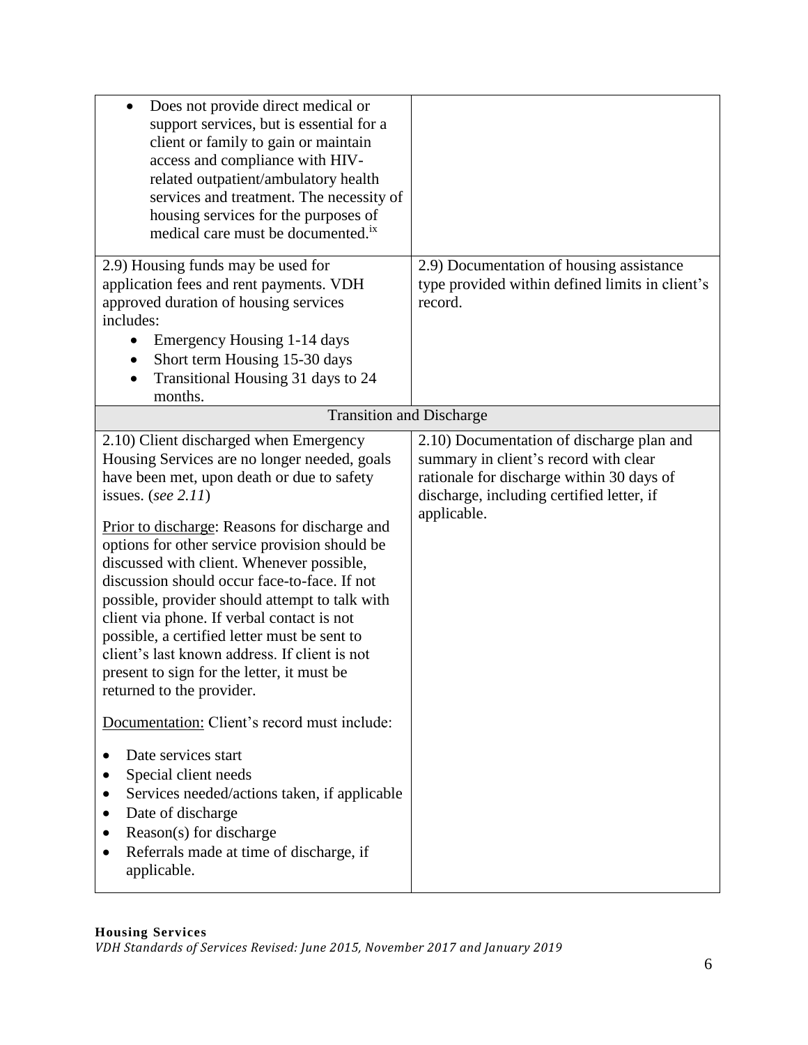| | |
|---|---|
| • Does not provide direct medical or support services, but is essential for a client or family to gain or maintain access and compliance with HIV-related outpatient/ambulatory health services and treatment. The necessity of housing services for the purposes of medical care must be documented.[ix] | |
| 2.9) Housing funds may be used for application fees and rent payments. VDH approved duration of housing services includes:<br>• Emergency Housing 1-14 days<br>• Short term Housing 15-30 days<br>• Transitional Housing 31 days to 24 months. | 2.9) Documentation of housing assistance type provided within defined limits in client's record. |
| **Transition and Discharge** | |
| 2.10) Client discharged when Emergency Housing Services are no longer needed, goals have been met, upon death or due to safety issues. (*see 2.11*)<br><br><u>Prior to discharge</u>: Reasons for discharge and options for other service provision should be discussed with client. Whenever possible, discussion should occur face-to-face. If not possible, provider should attempt to talk with client via phone. If verbal contact is not possible, a certified letter must be sent to client's last known address. If client is not present to sign for the letter, it must be returned to the provider.<br><br><u>Documentation:</u> Client's record must include:<br>• Date services start<br>• Special client needs<br>• Services needed/actions taken, if applicable<br>• Date of discharge<br>• Reason(s) for discharge<br>• Referrals made at time of discharge, if applicable. | 2.10) Documentation of discharge plan and summary in client's record with clear rationale for discharge within 30 days of discharge, including certified letter, if applicable. |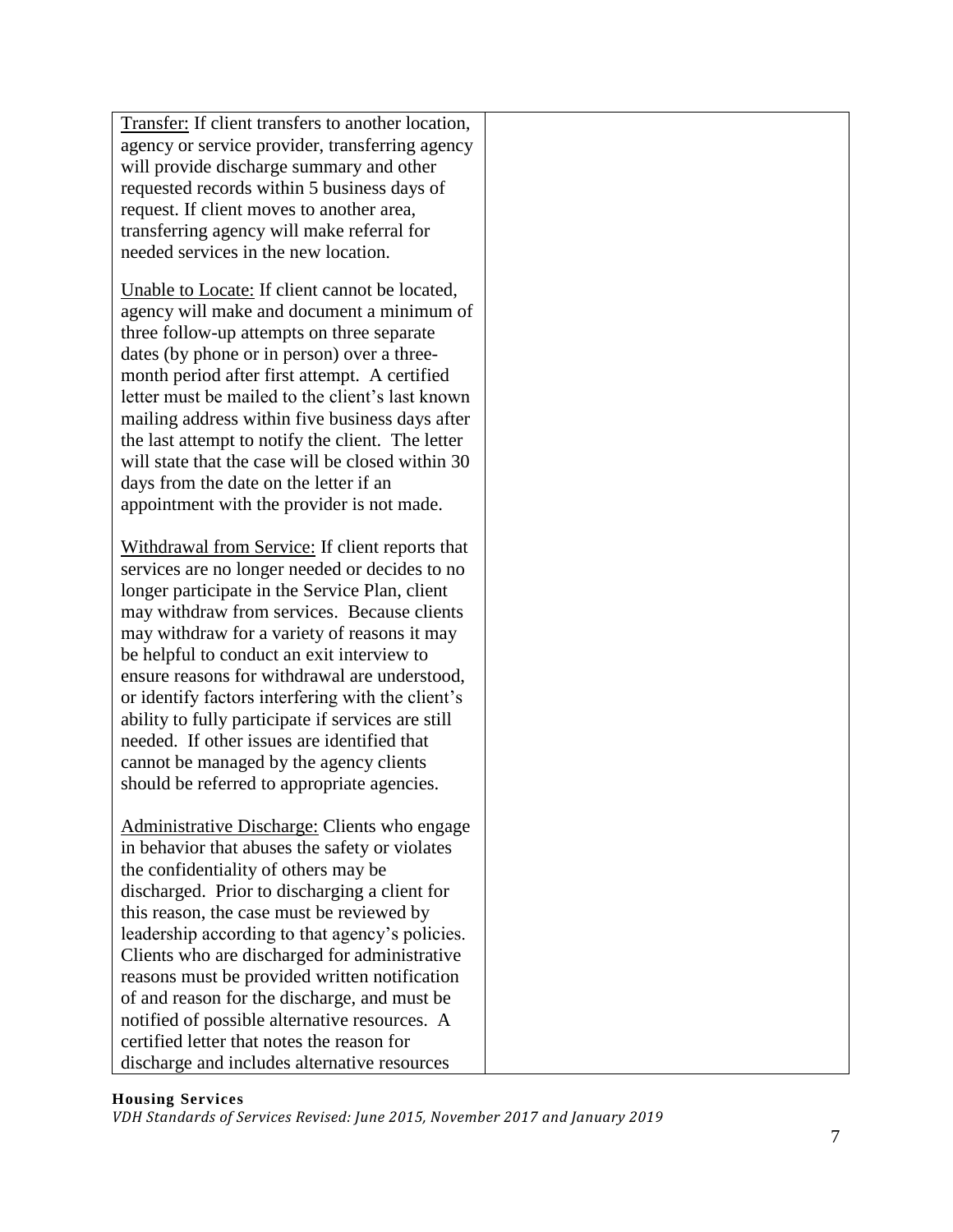| | |
|---|---|
| Transfer: If client transfers to another location, agency or service provider, transferring agency will provide discharge summary and other requested records within 5 business days of request. If client moves to another area, transferring agency will make referral for needed services in the new location.<br><br>Unable to Locate: If client cannot be located, agency will make and document a minimum of three follow-up attempts on three separate dates (by phone or in person) over a three-month period after first attempt. A certified letter must be mailed to the client's last known mailing address within five business days after the last attempt to notify the client. The letter will state that the case will be closed within 30 days from the date on the letter if an appointment with the provider is not made.<br><br>Withdrawal from Service: If client reports that services are no longer needed or decides to no longer participate in the Service Plan, client may withdraw from services. Because clients may withdraw for a variety of reasons it may be helpful to conduct an exit interview to ensure reasons for withdrawal are understood, or identify factors interfering with the client's ability to fully participate if services are still needed. If other issues are identified that cannot be managed by the agency clients should be referred to appropriate agencies.<br><br>Administrative Discharge: Clients who engage in behavior that abuses the safety or violates the confidentiality of others may be discharged. Prior to discharging a client for this reason, the case must be reviewed by leadership according to that agency's policies. Clients who are discharged for administrative reasons must be provided written notification of and reason for the discharge, and must be notified of possible alternative resources. A certified letter that notes the reason for discharge and includes alternative resources | |

**Housing Services**
*VDH Standards of Services Revised: June 2015, November 2017 and January 2019*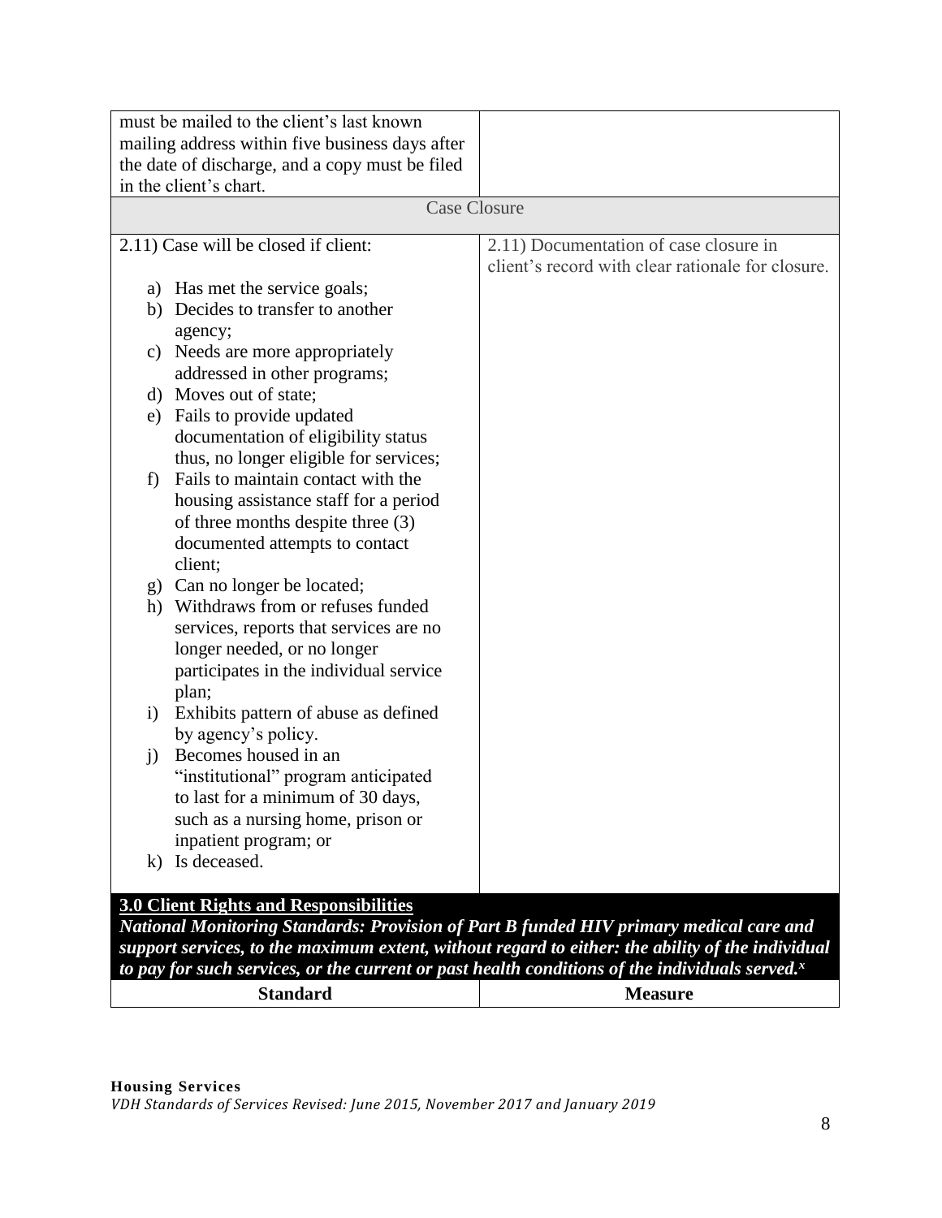| | |
|---|---|
| must be mailed to the client's last known mailing address within five business days after the date of discharge, and a copy must be filed in the client's chart. | |
| **Case Closure** | |
| 2.11) Case will be closed if client:<br><br>a) Has met the service goals;<br>b) Decides to transfer to another agency;<br>c) Needs are more appropriately addressed in other programs;<br>d) Moves out of state;<br>e) Fails to provide updated documentation of eligibility status thus, no longer eligible for services;<br>f) Fails to maintain contact with the housing assistance staff for a period of three months despite three (3) documented attempts to contact client;<br>g) Can no longer be located;<br>h) Withdraws from or refuses funded services, reports that services are no longer needed, or no longer participates in the individual service plan;<br>i) Exhibits pattern of abuse as defined by agency's policy.<br>j) Becomes housed in an "institutional" program anticipated to last for a minimum of 30 days, such as a nursing home, prison or inpatient program; or<br>k) Is deceased. | 2.11) Documentation of case closure in client's record with clear rationale for closure. |

## 3.0 Client Rights and Responsibilities

***National Monitoring Standards: Provision of Part B funded HIV primary medical care and support services, to the maximum extent, without regard to either: the ability of the individual to pay for such services, or the current or past health conditions of the individuals served.[x]***

| Standard | Measure |
|---|---|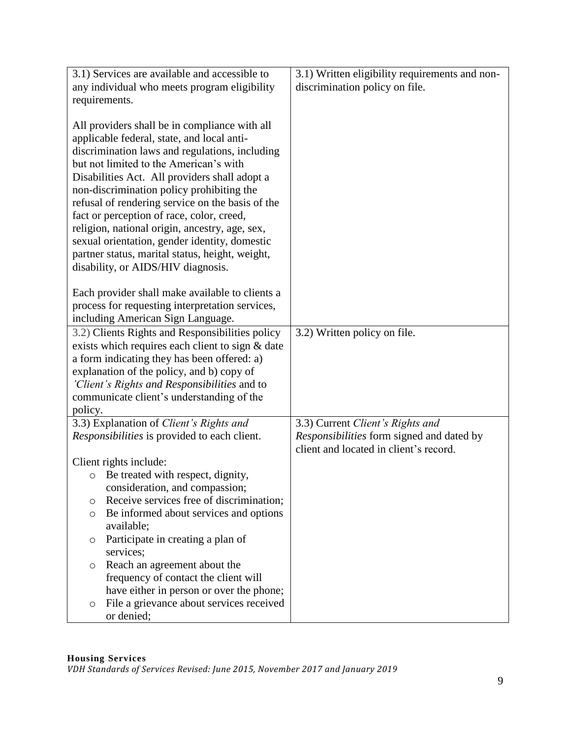| | |
|---|---|
| 3.1) Services are available and accessible to any individual who meets program eligibility requirements.<br><br>All providers shall be in compliance with all applicable federal, state, and local anti-discrimination laws and regulations, including but not limited to the American's with Disabilities Act. All providers shall adopt a non-discrimination policy prohibiting the refusal of rendering service on the basis of the fact or perception of race, color, creed, religion, national origin, ancestry, age, sex, sexual orientation, gender identity, domestic partner status, marital status, height, weight, disability, or AIDS/HIV diagnosis.<br><br>Each provider shall make available to clients a process for requesting interpretation services, including American Sign Language. | 3.1) Written eligibility requirements and non-discrimination policy on file. |
| 3.2) Clients Rights and Responsibilities policy exists which requires each client to sign & date a form indicating they has been offered: a) explanation of the policy, and b) copy of *'Client's Rights and Responsibilities* and to communicate client's understanding of the policy. | 3.2) Written policy on file. |
| 3.3) Explanation of *Client's Rights and Responsibilities* is provided to each client.<br><br>Client rights include:<br>○ Be treated with respect, dignity, consideration, and compassion;<br>○ Receive services free of discrimination;<br>○ Be informed about services and options available;<br>○ Participate in creating a plan of services;<br>○ Reach an agreement about the frequency of contact the client will have either in person or over the phone;<br>○ File a grievance about services received or denied; | 3.3) Current *Client's Rights and Responsibilities* form signed and dated by client and located in client's record. |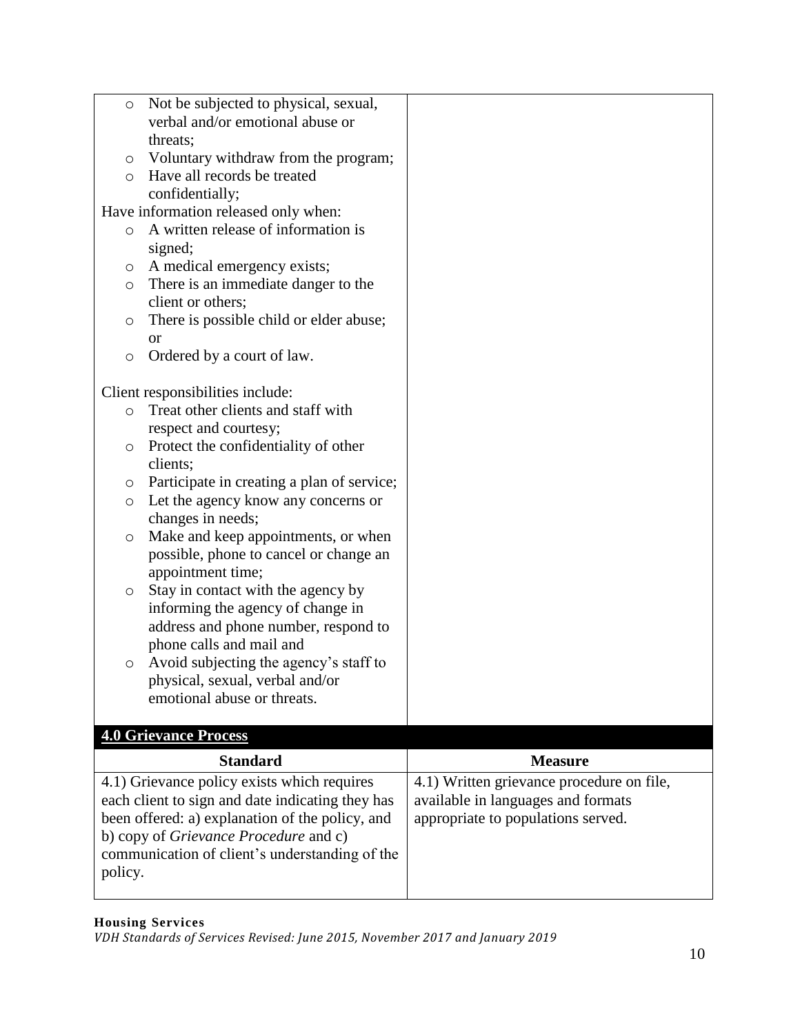| | |
|---|---|
| ○ Not be subjected to physical, sexual, verbal and/or emotional abuse or threats;<br>○ Voluntary withdraw from the program;<br>○ Have all records be treated confidentially;<br>Have information released only when:<br>○ A written release of information is signed;<br>○ A medical emergency exists;<br>○ There is an immediate danger to the client or others;<br>○ There is possible child or elder abuse; or<br>○ Ordered by a court of law.<br><br>Client responsibilities include:<br>○ Treat other clients and staff with respect and courtesy;<br>○ Protect the confidentiality of other clients;<br>○ Participate in creating a plan of service;<br>○ Let the agency know any concerns or changes in needs;<br>○ Make and keep appointments, or when possible, phone to cancel or change an appointment time;<br>○ Stay in contact with the agency by informing the agency of change in address and phone number, respond to phone calls and mail and<br>○ Avoid subjecting the agency's staff to physical, sexual, verbal and/or emotional abuse or threats. | |

## 4.0 Grievance Process

| Standard | Measure |
|---|---|
| 4.1) Grievance policy exists which requires each client to sign and date indicating they has been offered: a) explanation of the policy, and b) copy of *Grievance Procedure* and c) communication of client's understanding of the policy. | 4.1) Written grievance procedure on file, available in languages and formats appropriate to populations served. |

**Housing Services**
*VDH Standards of Services Revised: June 2015, November 2017 and January 2019*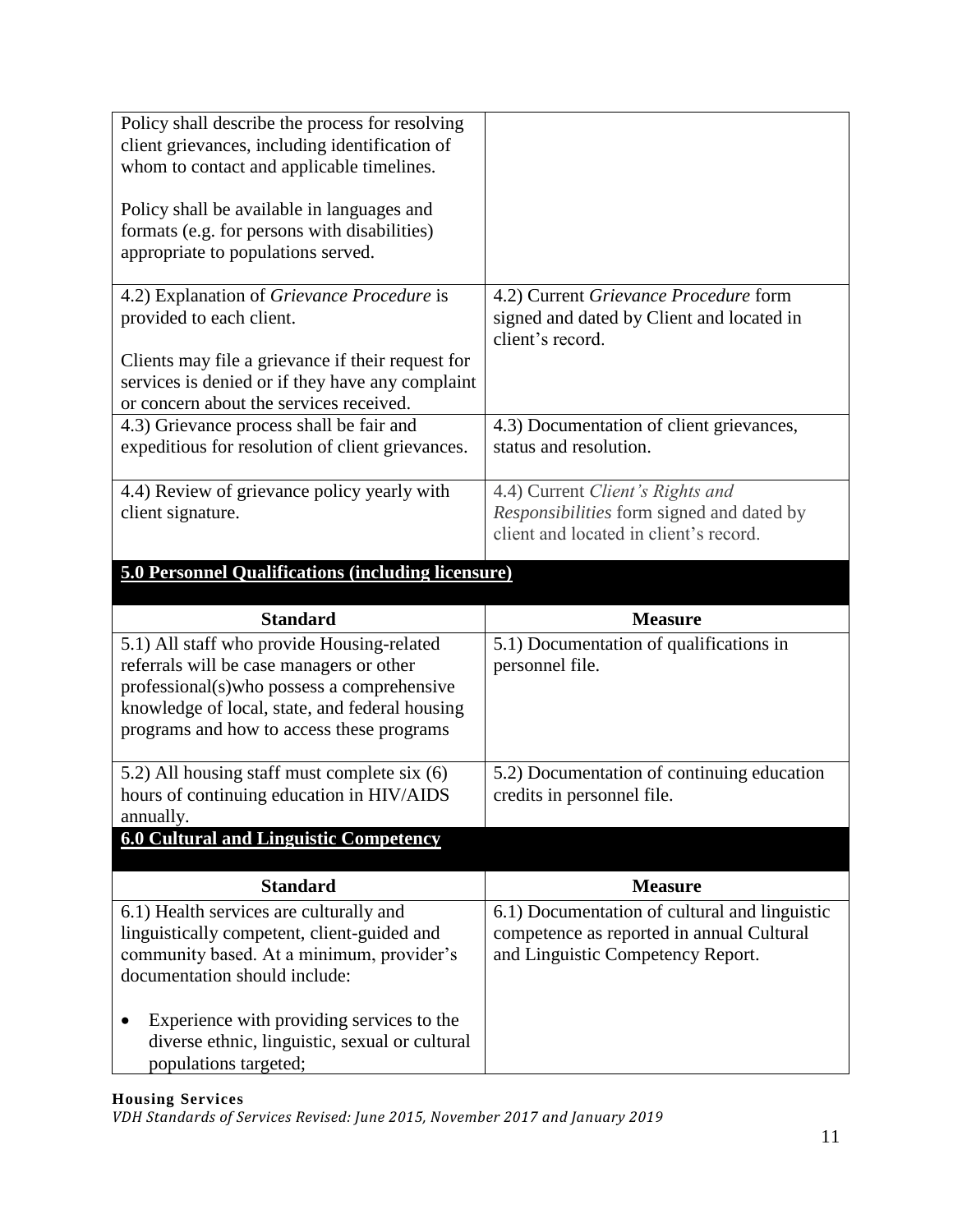| | |
|---|---|
| Policy shall describe the process for resolving client grievances, including identification of whom to contact and applicable timelines.<br><br>Policy shall be available in languages and formats (e.g. for persons with disabilities) appropriate to populations served. | |
| 4.2) Explanation of *Grievance Procedure* is provided to each client.<br><br>Clients may file a grievance if their request for services is denied or if they have any complaint or concern about the services received. | 4.2) Current *Grievance Procedure* form signed and dated by Client and located in client's record. |
| 4.3) Grievance process shall be fair and expeditious for resolution of client grievances. | 4.3) Documentation of client grievances, status and resolution. |
| 4.4) Review of grievance policy yearly with client signature. | 4.4) Current *Client's Rights and Responsibilities* form signed and dated by client and located in client's record. |

## 5.0 Personnel Qualifications (including licensure)

| Standard | Measure |
|---|---|
| 5.1) All staff who provide Housing-related referrals will be case managers or other professional(s)who possess a comprehensive knowledge of local, state, and federal housing programs and how to access these programs | 5.1) Documentation of qualifications in personnel file. |
| 5.2) All housing staff must complete six (6) hours of continuing education in HIV/AIDS annually. | 5.2) Documentation of continuing education credits in personnel file. |

## 6.0 Cultural and Linguistic Competency

| Standard | Measure |
|---|---|
| 6.1) Health services are culturally and linguistically competent, client-guided and community based. At a minimum, provider's documentation should include:<br><br>• Experience with providing services to the diverse ethnic, linguistic, sexual or cultural populations targeted; | 6.1) Documentation of cultural and linguistic competence as reported in annual Cultural and Linguistic Competency Report. |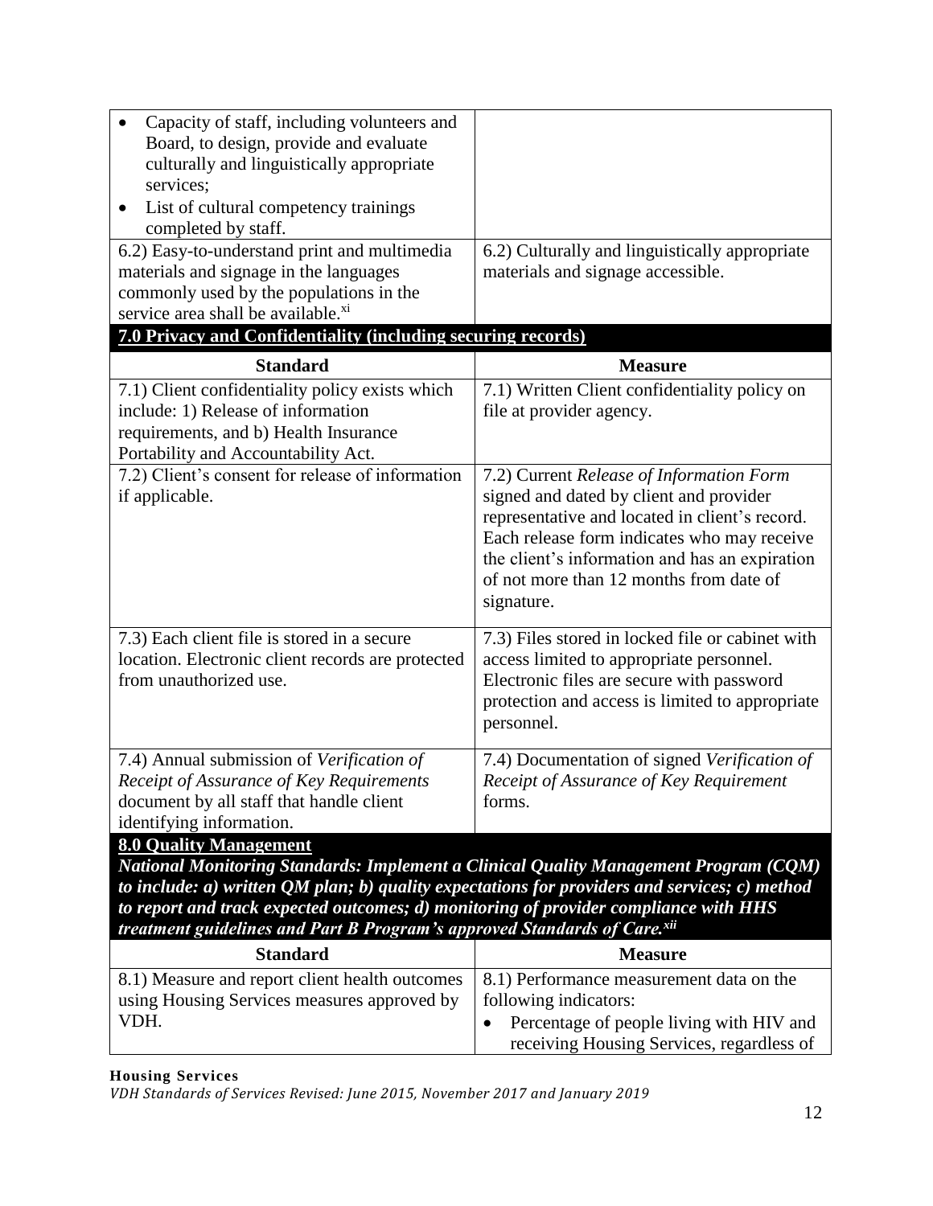| | |
|---|---|
| • Capacity of staff, including volunteers and Board, to design, provide and evaluate culturally and linguistically appropriate services;<br>• List of cultural competency trainings completed by staff. | |
| 6.2) Easy-to-understand print and multimedia materials and signage in the languages commonly used by the populations in the service area shall be available.[xi] | 6.2) Culturally and linguistically appropriate materials and signage accessible. |

**7.0 Privacy and Confidentiality (including securing records)**

| Standard | Measure |
|---|---|
| 7.1) Client confidentiality policy exists which include: 1) Release of information requirements, and b) Health Insurance Portability and Accountability Act. | 7.1) Written Client confidentiality policy on file at provider agency. |
| 7.2) Client's consent for release of information if applicable. | 7.2) Current *Release of Information Form* signed and dated by client and provider representative and located in client's record. Each release form indicates who may receive the client's information and has an expiration of not more than 12 months from date of signature. |
| 7.3) Each client file is stored in a secure location. Electronic client records are protected from unauthorized use. | 7.3) Files stored in locked file or cabinet with access limited to appropriate personnel. Electronic files are secure with password protection and access is limited to appropriate personnel. |
| 7.4) Annual submission of *Verification of Receipt of Assurance of Key Requirements* document by all staff that handle client identifying information. | 7.4) Documentation of signed *Verification of Receipt of Assurance of Key Requirement* forms. |

**8.0 Quality Management**

***National Monitoring Standards: Implement a Clinical Quality Management Program (CQM) to include: a) written QM plan; b) quality expectations for providers and services; c) method to report and track expected outcomes; d) monitoring of provider compliance with HHS treatment guidelines and Part B Program's approved Standards of Care.[xii]***

| Standard | Measure |
|---|---|
| 8.1) Measure and report client health outcomes using Housing Services measures approved by VDH. | 8.1) Performance measurement data on the following indicators:<br>• Percentage of people living with HIV and receiving Housing Services, regardless of |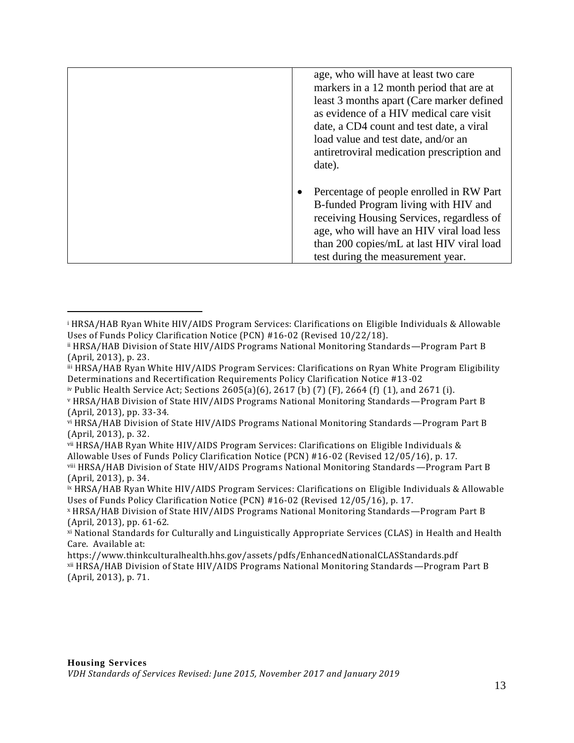| | |
|---|---|
| | age, who will have at least two care markers in a 12 month period that are at least 3 months apart (Care marker defined as evidence of a HIV medical care visit date, a CD4 count and test date, a viral load value and test date, and/or an antiretroviral medication prescription and date).<br><br>• Percentage of people enrolled in RW Part B-funded Program living with HIV and receiving Housing Services, regardless of age, who will have an HIV viral load less than 200 copies/mL at last HIV viral load test during the measurement year. |

---

[i] HRSA/HAB Ryan White HIV/AIDS Program Services: Clarifications on Eligible Individuals & Allowable Uses of Funds Policy Clarification Notice (PCN) #16-02 (Revised 10/22/18).

[ii] HRSA/HAB Division of State HIV/AIDS Programs National Monitoring Standards—Program Part B (April, 2013), p. 23.

[iii] HRSA/HAB Ryan White HIV/AIDS Program Services: Clarifications on Ryan White Program Eligibility Determinations and Recertification Requirements Policy Clarification Notice #13-02

[iv] Public Health Service Act; Sections 2605(a)(6), 2617 (b) (7) (F), 2664 (f) (1), and 2671 (i).

[v] HRSA/HAB Division of State HIV/AIDS Programs National Monitoring Standards—Program Part B (April, 2013), pp. 33-34.

[vi] HRSA/HAB Division of State HIV/AIDS Programs National Monitoring Standards —Program Part B (April, 2013), p. 32.

[vii] HRSA/HAB Ryan White HIV/AIDS Program Services: Clarifications on Eligible Individuals & Allowable Uses of Funds Policy Clarification Notice (PCN) #16-02 (Revised 12/05/16), p. 17.

[viii] HRSA/HAB Division of State HIV/AIDS Programs National Monitoring Standards —Program Part B (April, 2013), p. 34.

[ix] HRSA/HAB Ryan White HIV/AIDS Program Services: Clarifications on Eligible Individuals & Allowable Uses of Funds Policy Clarification Notice (PCN) #16-02 (Revised 12/05/16), p. 17.

[x] HRSA/HAB Division of State HIV/AIDS Programs National Monitoring Standards—Program Part B (April, 2013), pp. 61-62.

[xi] National Standards for Culturally and Linguistically Appropriate Services (CLAS) in Health and Health Care. Available at: https://www.thinkculturalhealth.hhs.gov/assets/pdfs/EnhancedNationalCLASStandards.pdf

[xii] HRSA/HAB Division of State HIV/AIDS Programs National Monitoring Standards —Program Part B (April, 2013), p. 71.